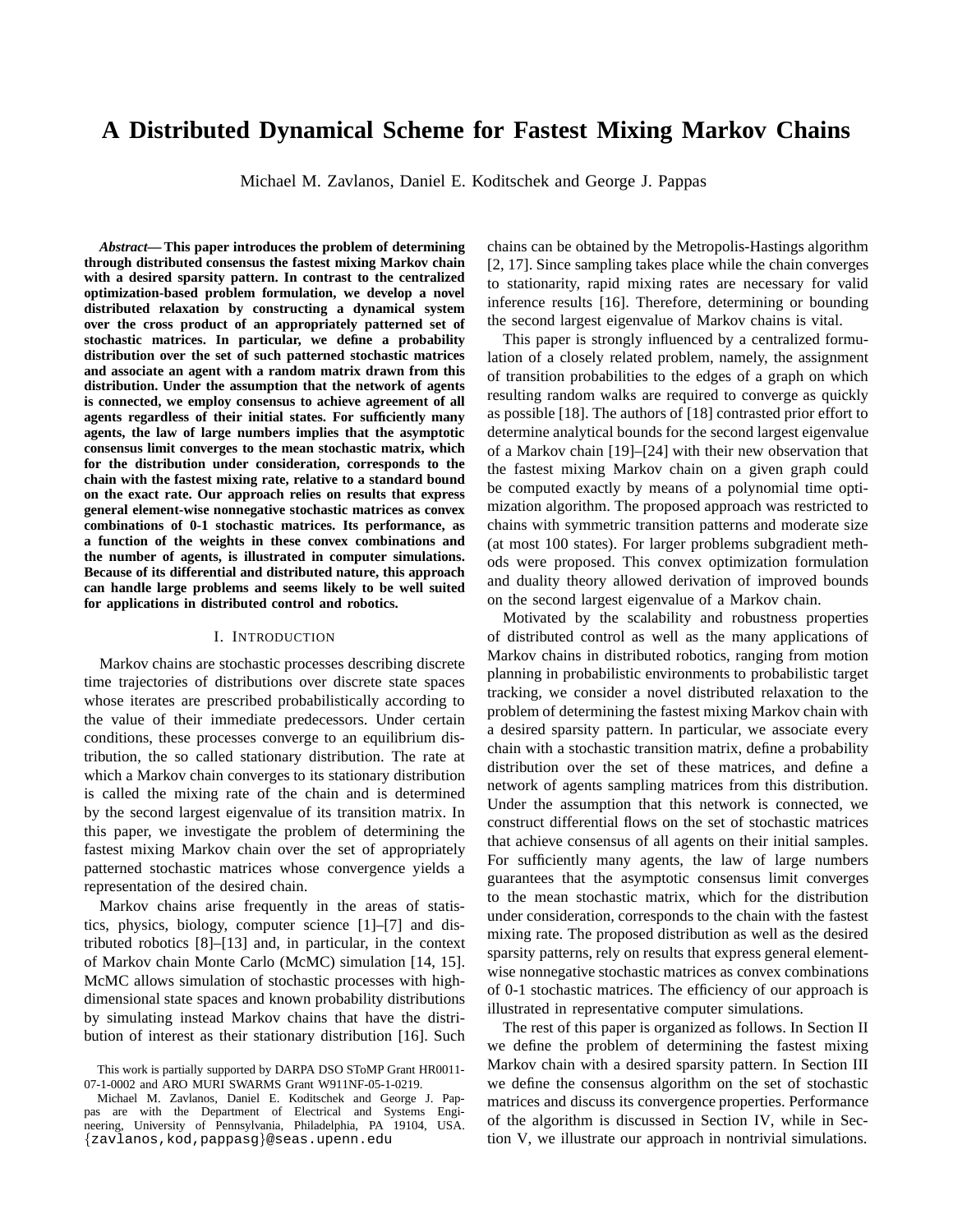# A Distributed Dynamical Scheme for Fastest Mixing Markov Chains

Michael M. Zavlanos, Daniel E. Koditschek and George J. Pappas

***Abstract*— This paper introduces the problem of determining through distributed consensus the fastest mixing Markov chain with a desired sparsity pattern. In contrast to the centralized optimization-based problem formulation, we develop a novel distributed relaxation by constructing a dynamical system over the cross product of an appropriately patterned set of stochastic matrices. In particular, we define a probability distribution over the set of such patterned stochastic matrices and associate an agent with a random matrix drawn from this distribution. Under the assumption that the network of agents is connected, we employ consensus to achieve agreement of all agents regardless of their initial states. For sufficiently many agents, the law of large numbers implies that the asymptotic consensus limit converges to the mean stochastic matrix, which for the distribution under consideration, corresponds to the chain with the fastest mixing rate, relative to a standard bound on the exact rate. Our approach relies on results that express general element-wise nonnegative stochastic matrices as convex combinations of 0-1 stochastic matrices. Its performance, as a function of the weights in these convex combinations and the number of agents, is illustrated in computer simulations. Because of its differential and distributed nature, this approach can handle large problems and seems likely to be well suited for applications in distributed control and robotics.**

## I. Introduction

Markov chains are stochastic processes describing discrete time trajectories of distributions over discrete state spaces whose iterates are prescribed probabilistically according to the value of their immediate predecessors. Under certain conditions, these processes converge to an equilibrium distribution, the so called stationary distribution. The rate at which a Markov chain converges to its stationary distribution is called the mixing rate of the chain and is determined by the second largest eigenvalue of its transition matrix. In this paper, we investigate the problem of determining the fastest mixing Markov chain over the set of appropriately patterned stochastic matrices whose convergence yields a representation of the desired chain.

Markov chains arise frequently in the areas of statistics, physics, biology, computer science [1]–[7] and distributed robotics [8]–[13] and, in particular, in the context of Markov chain Monte Carlo (McMC) simulation [14, 15]. McMC allows simulation of stochastic processes with high-dimensional state spaces and known probability distributions by simulating instead Markov chains that have the distribution of interest as their stationary distribution [16]. Such chains can be obtained by the Metropolis-Hastings algorithm [2, 17]. Since sampling takes place while the chain converges to stationarity, rapid mixing rates are necessary for valid inference results [16]. Therefore, determining or bounding the second largest eigenvalue of Markov chains is vital.

This paper is strongly influenced by a centralized formulation of a closely related problem, namely, the assignment of transition probabilities to the edges of a graph on which resulting random walks are required to converge as quickly as possible [18]. The authors of [18] contrasted prior effort to determine analytical bounds for the second largest eigenvalue of a Markov chain [19]–[24] with their new observation that the fastest mixing Markov chain on a given graph could be computed exactly by means of a polynomial time optimization algorithm. The proposed approach was restricted to chains with symmetric transition patterns and moderate size (at most 100 states). For larger problems subgradient methods were proposed. This convex optimization formulation and duality theory allowed derivation of improved bounds on the second largest eigenvalue of a Markov chain.

Motivated by the scalability and robustness properties of distributed control as well as the many applications of Markov chains in distributed robotics, ranging from motion planning in probabilistic environments to probabilistic target tracking, we consider a novel distributed relaxation to the problem of determining the fastest mixing Markov chain with a desired sparsity pattern. In particular, we associate every chain with a stochastic transition matrix, define a probability distribution over the set of these matrices, and define a network of agents sampling matrices from this distribution. Under the assumption that this network is connected, we construct differential flows on the set of stochastic matrices that achieve consensus of all agents on their initial samples. For sufficiently many agents, the law of large numbers guarantees that the asymptotic consensus limit converges to the mean stochastic matrix, which for the distribution under consideration, corresponds to the chain with the fastest mixing rate. The proposed distribution as well as the desired sparsity patterns, rely on results that express general element-wise nonnegative stochastic matrices as convex combinations of 0-1 stochastic matrices. The efficiency of our approach is illustrated in representative computer simulations.

The rest of this paper is organized as follows. In Section II we define the problem of determining the fastest mixing Markov chain with a desired sparsity pattern. In Section III we define the consensus algorithm on the set of stochastic matrices and discuss its convergence properties. Performance of the algorithm is discussed in Section IV, while in Section V, we illustrate our approach in nontrivial simulations.

This work is partially supported by DARPA DSO SToMP Grant HR0011-07-1-0002 and ARO MURI SWARMS Grant W911NF-05-1-0219.

Michael M. Zavlanos, Daniel E. Koditschek and George J. Pappas are with the Department of Electrical and Systems Engineering, University of Pennsylvania, Philadelphia, PA 19104, USA. {zavlanos,kod,pappasg}@seas.upenn.edu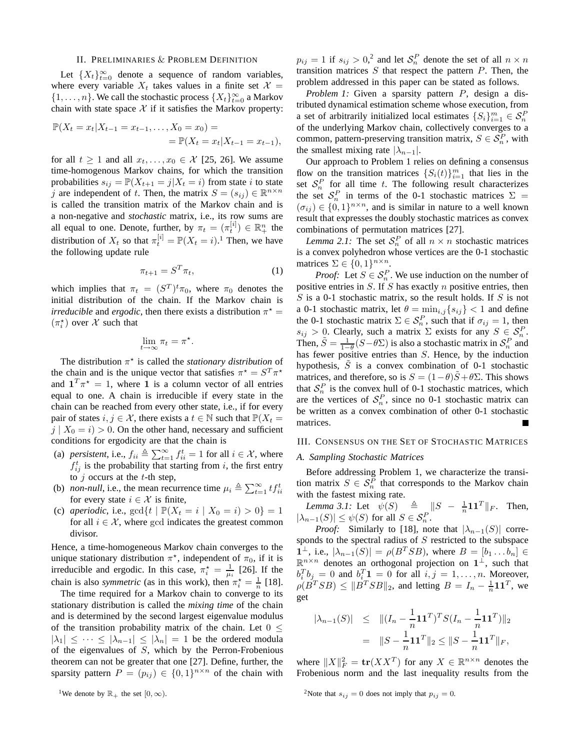## II. Preliminaries & Problem Definition

Let $\{X_t\}_{t=0}^{\infty}$ denote a sequence of random variables, where every variable $X_t$ takes values in a finite set $\mathcal{X} = \{1, \dots, n\}$. We call the stochastic process $\{X_t\}_{t=0}^{\infty}$ a Markov chain with state space $\mathcal{X}$ if it satisfies the Markov property:

$$\mathbb{P}(X_t = x_t | X_{t-1} = x_{t-1}, \dots, X_0 = x_0) = \\ = \mathbb{P}(X_t = x_t | X_{t-1} = x_{t-1}),$$

for all $t \geq 1$ and all $x_t, \dots, x_0 \in \mathcal{X}$ [25, 26]. We assume time-homogenous Markov chains, for which the transition probabilities $s_{ij} = \mathbb{P}(X_{t+1} = j | X_t = i)$ from state $i$ to state $j$ are independent of $t$. Then, the matrix $S = (s_{ij}) \in \mathbb{R}^{n \times n}$ is called the transition matrix of the Markov chain and is a non-negative and *stochastic* matrix, i.e., its row sums are all equal to one. Denote, further, by $\pi_t = (\pi_t^{[i]}) \in \mathbb{R}_+^n$ the distribution of $X_t$ so that $\pi_t^{[i]} = \mathbb{P}(X_t = i)$.[1] Then, we have the following update rule

$$\pi_{t+1} = S^T \pi_t, \tag{1}$$

which implies that $\pi_t = (S^T)^t \pi_0$, where $\pi_0$ denotes the initial distribution of the chain. If the Markov chain is *irreducible* and *ergodic*, then there exists a distribution $\pi^\star = (\pi_i^\star)$ over $\mathcal{X}$ such that

$$\lim_{t \to \infty} \pi_t = \pi^\star.$$

The distribution $\pi^\star$ is called the *stationary distribution* of the chain and is the unique vector that satisfies $\pi^\star = S^T \pi^\star$ and $\mathbf{1}^T \pi^\star = 1$, where $\mathbf{1}$ is a column vector of all entries equal to one. A chain is irreducible if every state in the chain can be reached from every other state, i.e., if for every pair of states $i, j \in \mathcal{X}$, there exists a $t \in \mathbb{N}$ such that $\mathbb{P}(X_t = j \mid X_0 = i) > 0$. On the other hand, necessary and sufficient conditions for ergodicity are that the chain is

- (a) *persistent*, i.e., $f_{ii} \triangleq \sum_{t=1}^{\infty} f_{ii}^t = 1$ for all $i \in \mathcal{X}$, where $f_{ij}^t$ is the probability that starting from $i$, the first entry to $j$ occurs at the $t$-th step,
- (b) *non-null*, i.e., the mean recurrence time $\mu_i \triangleq \sum_{t=1}^{\infty} t f_{ii}^t$ for every state $i \in \mathcal{X}$ is finite,
- (c) *aperiodic*, i.e., $\gcd\{t \mid \mathbb{P}(X_t = i \mid X_0 = i) > 0\} = 1$ for all $i \in \mathcal{X}$, where $\gcd$ indicates the greatest common divisor.

Hence, a time-homogeneous Markov chain converges to the unique stationary distribution $\pi^\star$, independent of $\pi_0$, if it is irreducible and ergodic. In this case, $\pi_i^\star = \frac{1}{\mu_i}$ [26]. If the chain is also *symmetric* (as in this work), then $\pi_i^\star = \frac{1}{n}$ [18].

The time required for a Markov chain to converge to its stationary distribution is called the *mixing time* of the chain and is determined by the second largest eigenvalue modulus of the transition probability matrix of the chain. Let $0 \leq |\lambda_1| \leq \cdots \leq |\lambda_{n-1}| \leq |\lambda_n| = 1$ be the ordered moduli of the eigenvalues of $S$, which by the Perron-Frobenious theorem can not be greater that one [27]. Define, further, the sparsity pattern $P = (p_{ij}) \in \{0,1\}^{n \times n}$ of the chain with $p_{ij} = 1$ if $s_{ij} > 0$,[2] and let $\mathcal{S}_n^P$ denote the set of all $n \times n$ transition matrices $S$ that respect the pattern $P$. Then, the problem addressed in this paper can be stated as follows.

*Problem 1:* Given a sparsity pattern $P$, design a distributed dynamical estimation scheme whose execution, from a set of arbitrarily initialized local estimates $\{S_i\}_{i=1}^m \in \mathcal{S}_n^P$ of the underlying Markov chain, collectively converges to a common, pattern-preserving transition matrix, $S \in \mathcal{S}_n^P$, with the smallest mixing rate $|\lambda_{n-1}|$.

Our approach to Problem 1 relies on defining a consensus flow on the transition matrices $\{S_i(t)\}_{i=1}^m$ that lies in the set $\mathcal{S}_n^P$ for all time $t$. The following result characterizes the set $\mathcal{S}_n^P$ in terms of the 0-1 stochastic matrices $\Sigma = (\sigma_{ij}) \in \{0,1\}^{n \times n}$, and is similar in nature to a well known result that expresses the doubly stochastic matrices as convex combinations of permutation matrices [27].

*Lemma 2.1:* The set $\mathcal{S}_n^P$ of all $n \times n$ stochastic matrices is a convex polyhedron whose vertices are the 0-1 stochastic matrices $\Sigma \in \{0,1\}^{n \times n}$.

*Proof:* Let $S \in \mathcal{S}_n^P$. We use induction on the number of positive entries in $S$. If $S$ has exactly $n$ positive entries, then $S$ is a 0-1 stochastic matrix, so the result holds. If $S$ is not a 0-1 stochastic matrix, let $\theta = \min_{i,j}\{s_{ij}\} < 1$ and define the 0-1 stochastic matrix $\Sigma \in \mathcal{S}_n^P$, such that if $\sigma_{ij} = 1$, then $s_{ij} > 0$. Clearly, such a matrix $\Sigma$ exists for any $S \in \mathcal{S}_n^P$. Then, $\tilde{S} = \frac{1}{1-\theta}(S - \theta\Sigma)$ is also a stochastic matrix in $\mathcal{S}_n^P$ and has fewer positive entries than $S$. Hence, by the induction hypothesis, $\tilde{S}$ is a convex combination of 0-1 stochastic matrices, and therefore, so is $S = (1-\theta)\tilde{S} + \theta\Sigma$. This shows that $\mathcal{S}_n^P$ is the convex hull of 0-1 stochastic matrices, which are the vertices of $\mathcal{S}_n^P$, since no 0-1 stochastic matrix can be written as a convex combination of other 0-1 stochastic matrices. ∎

## III. Consensus on the Set of Stochastic Matrices

### A. Sampling Stochastic Matrices

Before addressing Problem 1, we characterize the transition matrix $S \in \mathcal{S}_n^P$ that corresponds to the Markov chain with the fastest mixing rate.

*Lemma 3.1:* Let $\psi(S) \triangleq \|S - \frac{1}{n}\mathbf{1}\mathbf{1}^T\|_F$. Then, $|\lambda_{n-1}(S)| \leq \psi(S)$ for all $S \in \mathcal{S}_n^P$.

*Proof:* Similarly to [18], note that $|\lambda_{n-1}(S)|$ corresponds to the spectral radius of $S$ restricted to the subspace $\mathbf{1}^\perp$, i.e., $|\lambda_{n-1}(S)| = \rho(B^T S B)$, where $B = [b_1 \dots b_n] \in \mathbb{R}^{n \times n}$ denotes an orthogonal projection on $\mathbf{1}^\perp$, such that $b_i^T b_j = 0$ and $b_i^T \mathbf{1} = 0$ for all $i, j = 1, \dots, n$. Moreover, $\rho(B^T S B) \leq \|B^T S B\|_2$, and letting $B = I_n - \frac{1}{n}\mathbf{1}\mathbf{1}^T$, we get

$$\begin{aligned} |\lambda_{n-1}(S)| &\leq \|(I_n - \frac{1}{n}\mathbf{1}\mathbf{1}^T)^T S (I_n - \frac{1}{n}\mathbf{1}\mathbf{1}^T)\|_2 \\ &= \|S - \frac{1}{n}\mathbf{1}\mathbf{1}^T\|_2 \leq \|S - \frac{1}{n}\mathbf{1}\mathbf{1}^T\|_F, \end{aligned}$$

where $\|X\|_F^2 = \mathbf{tr}(XX^T)$ for any $X \in \mathbb{R}^{n \times n}$ denotes the Frobenius norm and the last inequality results from the

[1] We denote by $\mathbb{R}_+$ the set $[0, \infty)$.

[2] Note that $s_{ij} = 0$ does not imply that $p_{ij} = 0$.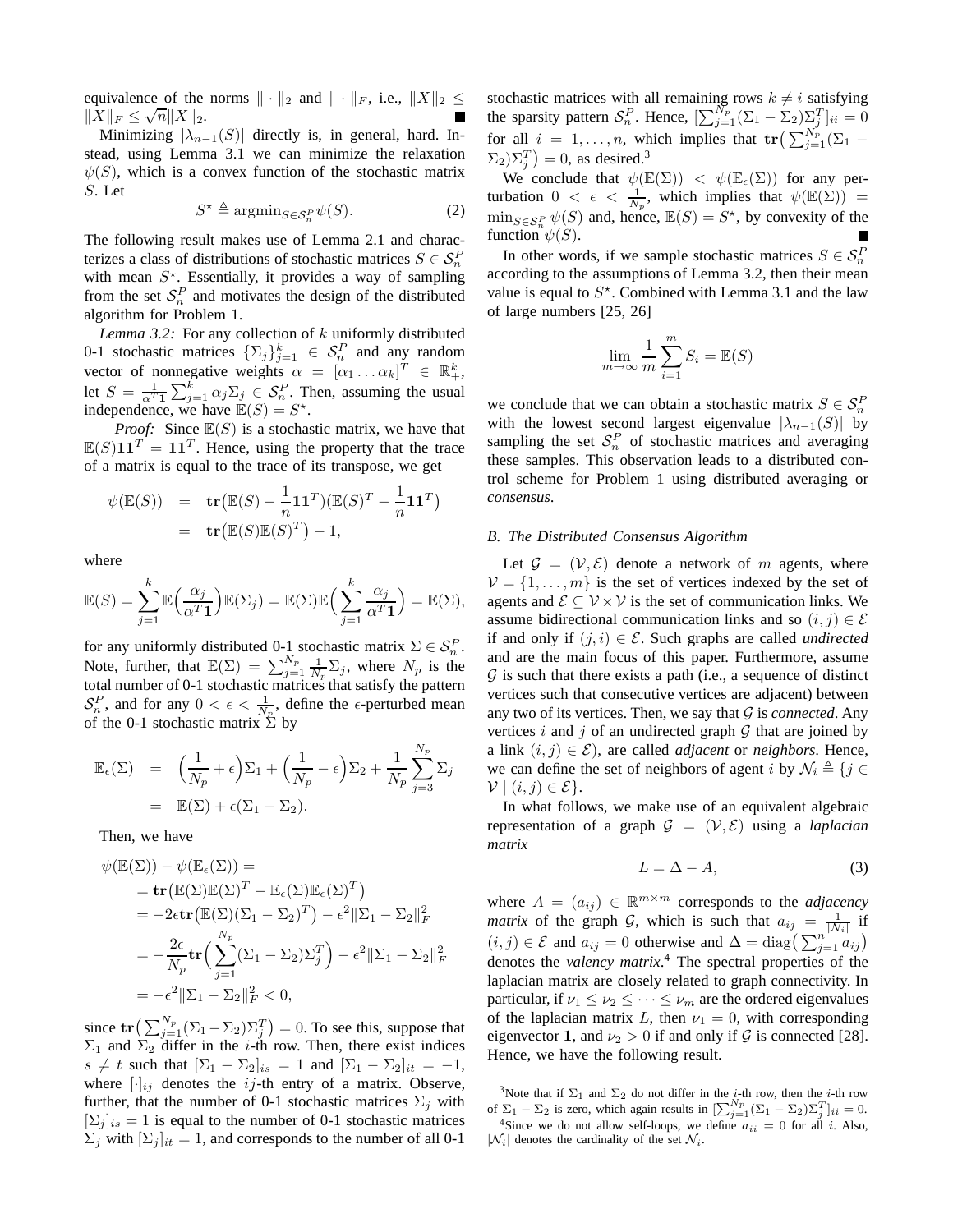equivalence of the norms $\|\cdot\|_2$ and $\|\cdot\|_F$, i.e., $\|X\|_2 \leq \|X\|_F \leq \sqrt{n}\|X\|_2$. ∎

Minimizing $|\lambda_{n-1}(S)|$ directly is, in general, hard. Instead, using Lemma 3.1 we can minimize the relaxation $\psi(S)$, which is a convex function of the stochastic matrix $S$. Let

$$S^\star \triangleq \operatorname{argmin}_{S\in\mathcal{S}_n^P}\psi(S). \tag{2}$$

The following result makes use of Lemma 2.1 and characterizes a class of distributions of stochastic matrices $S \in \mathcal{S}_n^P$ with mean $S^\star$. Essentially, it provides a way of sampling from the set $\mathcal{S}_n^P$ and motivates the design of the distributed algorithm for Problem 1.

*Lemma 3.2:* For any collection of $k$ uniformly distributed 0-1 stochastic matrices $\{\Sigma_j\}_{j=1}^k \in \mathcal{S}_n^P$ and any random vector of nonnegative weights $\alpha = [\alpha_1 \dots \alpha_k]^T \in \mathbb{R}_+^k$, let $S = \frac{1}{\alpha^T\mathbf{1}}\sum_{j=1}^k \alpha_j\Sigma_j \in \mathcal{S}_n^P$. Then, assuming the usual independence, we have $\mathbb{E}(S) = S^\star$.

*Proof:* Since $\mathbb{E}(S)$ is a stochastic matrix, we have that $\mathbb{E}(S)\mathbf{1}\mathbf{1}^T = \mathbf{1}\mathbf{1}^T$. Hence, using the property that the trace of a matrix is equal to the trace of its transpose, we get

$$\begin{aligned}\psi(\mathbb{E}(S)) &= \mathbf{tr}\big(\mathbb{E}(S) - \frac{1}{n}\mathbf{1}\mathbf{1}^T\big)\big(\mathbb{E}(S)^T - \frac{1}{n}\mathbf{1}\mathbf{1}^T\big) \\ &= \mathbf{tr}\big(\mathbb{E}(S)\mathbb{E}(S)^T\big) - 1,\end{aligned}$$

where

$$\mathbb{E}(S) = \sum_{j=1}^k \mathbb{E}\Big(\frac{\alpha_j}{\alpha^T\mathbf{1}}\Big)\mathbb{E}(\Sigma_j) = \mathbb{E}(\Sigma)\mathbb{E}\Big(\sum_{j=1}^k \frac{\alpha_j}{\alpha^T\mathbf{1}}\Big) = \mathbb{E}(\Sigma),$$

for any uniformly distributed 0-1 stochastic matrix $\Sigma \in \mathcal{S}_n^P$. Note, further, that $\mathbb{E}(\Sigma) = \sum_{j=1}^{N_p}\frac{1}{N_p}\Sigma_j$, where $N_p$ is the total number of 0-1 stochastic matrices that satisfy the pattern $\mathcal{S}_n^P$, and for any $0 < \epsilon < \frac{1}{N_p}$, define the $\epsilon$-perturbed mean of the 0-1 stochastic matrix $\Sigma$ by

$$\begin{aligned}\mathbb{E}_\epsilon(\Sigma) &= \Big(\frac{1}{N_p}+\epsilon\Big)\Sigma_1 + \Big(\frac{1}{N_p}-\epsilon\Big)\Sigma_2 + \frac{1}{N_p}\sum_{j=3}^{N_p}\Sigma_j \\ &= \mathbb{E}(\Sigma) + \epsilon(\Sigma_1 - \Sigma_2).\end{aligned}$$

Then, we have

$$\begin{aligned}&\psi(\mathbb{E}(\Sigma)) - \psi(\mathbb{E}_\epsilon(\Sigma)) = \\ &= \mathbf{tr}\big(\mathbb{E}(\Sigma)\mathbb{E}(\Sigma)^T - \mathbb{E}_\epsilon(\Sigma)\mathbb{E}_\epsilon(\Sigma)^T\big) \\ &= -2\epsilon\,\mathbf{tr}\big(\mathbb{E}(\Sigma)(\Sigma_1-\Sigma_2)^T\big) - \epsilon^2\|\Sigma_1-\Sigma_2\|_F^2 \\ &= -\frac{2\epsilon}{N_p}\mathbf{tr}\Big(\sum_{j=1}^{N_p}(\Sigma_1-\Sigma_2)\Sigma_j^T\Big) - \epsilon^2\|\Sigma_1-\Sigma_2\|_F^2 \\ &= -\epsilon^2\|\Sigma_1-\Sigma_2\|_F^2 < 0,\end{aligned}$$

since $\mathbf{tr}\big(\sum_{j=1}^{N_p}(\Sigma_1-\Sigma_2)\Sigma_j^T\big) = 0$. To see this, suppose that $\Sigma_1$ and $\Sigma_2$ differ in the $i$-th row. Then, there exist indices $s \neq t$ such that $[\Sigma_1-\Sigma_2]_{is} = 1$ and $[\Sigma_1-\Sigma_2]_{it} = -1$, where $[\cdot]_{ij}$ denotes the $ij$-th entry of a matrix. Observe, further, that the number of 0-1 stochastic matrices $\Sigma_j$ with $[\Sigma_j]_{is} = 1$ is equal to the number of 0-1 stochastic matrices $\Sigma_j$ with $[\Sigma_j]_{it} = 1$, and corresponds to the number of all 0-1 stochastic matrices with all remaining rows $k \neq i$ satisfying the sparsity pattern $\mathcal{S}_n^P$. Hence, $[\sum_{j=1}^{N_p}(\Sigma_1-\Sigma_2)\Sigma_j^T]_{ii} = 0$ for all $i = 1,\dots,n$, which implies that $\mathbf{tr}\big(\sum_{j=1}^{N_p}(\Sigma_1-\Sigma_2)\Sigma_j^T\big) = 0$, as desired.[3]

We conclude that $\psi(\mathbb{E}(\Sigma)) < \psi(\mathbb{E}_\epsilon(\Sigma))$ for any perturbation $0 < \epsilon < \frac{1}{N_p}$, which implies that $\psi(\mathbb{E}(\Sigma)) = \min_{S\in\mathcal{S}_n^P}\psi(S)$ and, hence, $\mathbb{E}(S) = S^\star$, by convexity of the function $\psi(S)$. ∎

In other words, if we sample stochastic matrices $S \in \mathcal{S}_n^P$ according to the assumptions of Lemma 3.2, then their mean value is equal to $S^\star$. Combined with Lemma 3.1 and the law of large numbers [25, 26]

$$\lim_{m\to\infty}\frac{1}{m}\sum_{i=1}^m S_i = \mathbb{E}(S)$$

we conclude that we can obtain a stochastic matrix $S \in \mathcal{S}_n^P$ with the lowest second largest eigenvalue $|\lambda_{n-1}(S)|$ by sampling the set $\mathcal{S}_n^P$ of stochastic matrices and averaging these samples. This observation leads to a distributed control scheme for Problem 1 using distributed averaging or *consensus*.

### B. The Distributed Consensus Algorithm

Let $\mathcal{G} = (\mathcal{V},\mathcal{E})$ denote a network of $m$ agents, where $\mathcal{V} = \{1,\dots,m\}$ is the set of vertices indexed by the set of agents and $\mathcal{E} \subseteq \mathcal{V}\times\mathcal{V}$ is the set of communication links. We assume bidirectional communication links and so $(i,j) \in \mathcal{E}$ if and only if $(j,i) \in \mathcal{E}$. Such graphs are called *undirected* and are the main focus of this paper. Furthermore, assume $\mathcal{G}$ is such that there exists a path (i.e., a sequence of distinct vertices such that consecutive vertices are adjacent) between any two of its vertices. Then, we say that $\mathcal{G}$ is *connected*. Any vertices $i$ and $j$ of an undirected graph $\mathcal{G}$ that are joined by a link $(i,j) \in \mathcal{E}$), are called *adjacent* or *neighbors*. Hence, we can define the set of neighbors of agent $i$ by $\mathcal{N}_i \triangleq \{j \in \mathcal{V} \mid (i,j) \in \mathcal{E}\}$.

In what follows, we make use of an equivalent algebraic representation of a graph $\mathcal{G} = (\mathcal{V},\mathcal{E})$ using a *laplacian matrix*

$$L = \Delta - A, \tag{3}$$

where $A = (a_{ij}) \in \mathbb{R}^{m\times m}$ corresponds to the *adjacency matrix* of the graph $\mathcal{G}$, which is such that $a_{ij} = \frac{1}{|\mathcal{N}_i|}$ if $(i,j) \in \mathcal{E}$ and $a_{ij} = 0$ otherwise and $\Delta = \operatorname{diag}\big(\sum_{j=1}^n a_{ij}\big)$ denotes the *valency matrix*.[4] The spectral properties of the laplacian matrix are closely related to graph connectivity. In particular, if $\nu_1 \leq \nu_2 \leq \dots \leq \nu_m$ are the ordered eigenvalues of the laplacian matrix $L$, then $\nu_1 = 0$, with corresponding eigenvector $\mathbf{1}$, and $\nu_2 > 0$ if and only if $\mathcal{G}$ is connected [28]. Hence, we have the following result.

[3] Note that if $\Sigma_1$ and $\Sigma_2$ do not differ in the $i$-th row, then the $i$-th row of $\Sigma_1 - \Sigma_2$ is zero, which again results in $[\sum_{j=1}^{N_p}(\Sigma_1-\Sigma_2)\Sigma_j^T]_{ii} = 0$.

[4] Since we do not allow self-loops, we define $a_{ii} = 0$ for all $i$. Also, $|\mathcal{N}_i|$ denotes the cardinality of the set $\mathcal{N}_i$.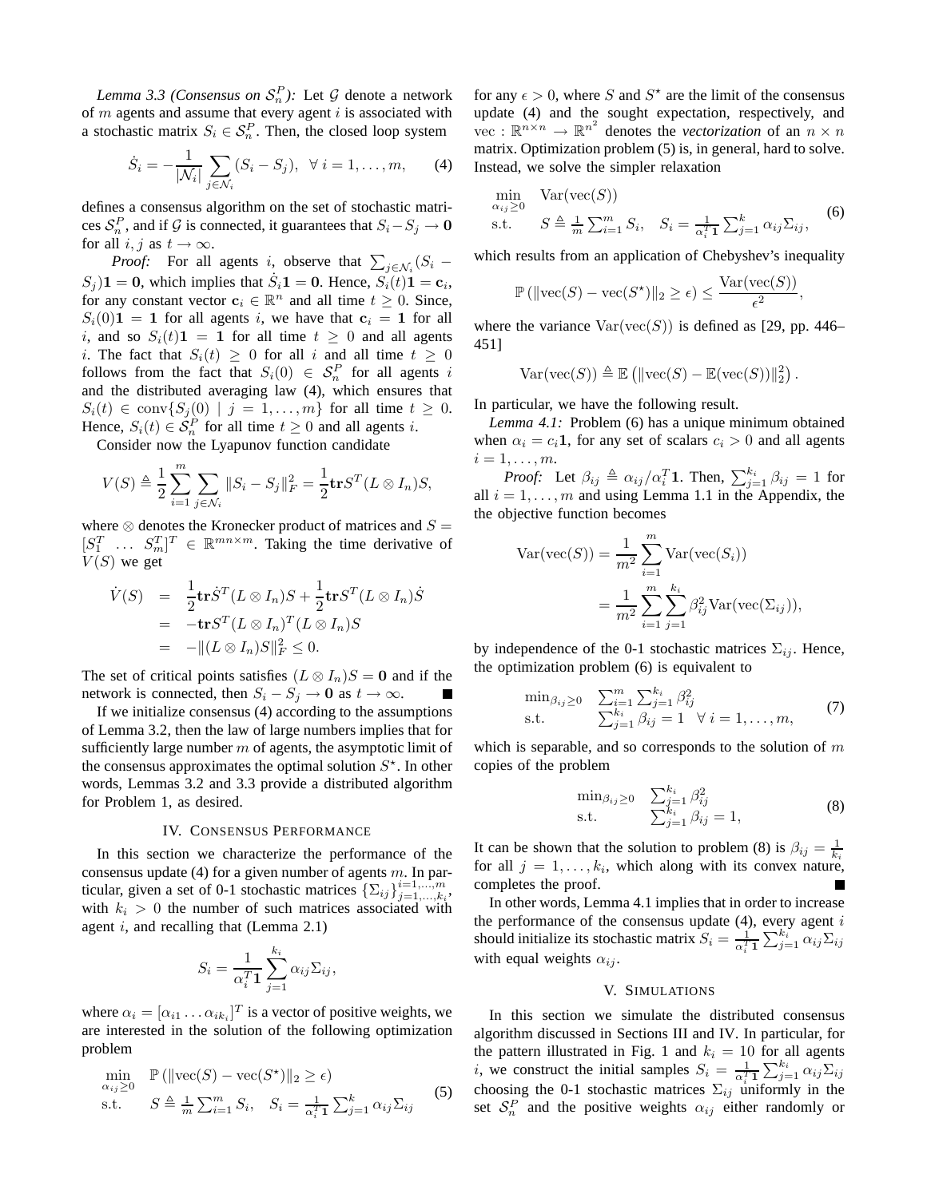*Lemma 3.3 (Consensus on $\mathcal{S}_n^P$):* Let $\mathcal{G}$ denote a network of $m$ agents and assume that every agent $i$ is associated with a stochastic matrix $S_i \in \mathcal{S}_n^P$. Then, the closed loop system

$$\dot{S}_i = -\frac{1}{|\mathcal{N}_i|}\sum_{j\in\mathcal{N}_i}(S_i - S_j), \ \ \forall\, i = 1,\dots,m, \qquad (4)$$

defines a consensus algorithm on the set of stochastic matrices $\mathcal{S}_n^P$, and if $\mathcal{G}$ is connected, it guarantees that $S_i - S_j \to \mathbf{0}$ for all $i,j$ as $t \to \infty$.

*Proof:* For all agents $i$, observe that $\sum_{j\in\mathcal{N}_i}(S_i - S_j)\mathbf{1} = \mathbf{0}$, which implies that $\dot{S}_i\mathbf{1} = \mathbf{0}$. Hence, $S_i(t)\mathbf{1} = \mathbf{c}_i$, for any constant vector $\mathbf{c}_i \in \mathbb{R}^n$ and all time $t \geq 0$. Since, $S_i(0)\mathbf{1} = \mathbf{1}$ for all agents $i$, we have that $\mathbf{c}_i = \mathbf{1}$ for all $i$, and so $S_i(t)\mathbf{1} = \mathbf{1}$ for all time $t \geq 0$ and all agents $i$. The fact that $S_i(t) \geq 0$ for all $i$ and all time $t \geq 0$ follows from the fact that $S_i(0) \in \mathcal{S}_n^P$ for all agents $i$ and the distributed averaging law (4), which ensures that $S_i(t) \in \text{conv}\{S_j(0) \mid j = 1,\dots,m\}$ for all time $t \geq 0$. Hence, $S_i(t) \in \mathcal{S}_n^P$ for all time $t \geq 0$ and all agents $i$.

Consider now the Lyapunov function candidate

$$V(S) \triangleq \frac{1}{2}\sum_{i=1}^{m}\sum_{j\in\mathcal{N}_i}\|S_i - S_j\|_F^2 = \frac{1}{2}\mathbf{tr}S^T(L\otimes I_n)S,$$

where $\otimes$ denotes the Kronecker product of matrices and $S = [S_1^T \ \dots \ S_m^T]^T \in \mathbb{R}^{mn\times m}$. Taking the time derivative of $V(S)$ we get

$$\begin{aligned}
\dot{V}(S) &= \frac{1}{2}\mathbf{tr}\dot{S}^T(L\otimes I_n)S + \frac{1}{2}\mathbf{tr}S^T(L\otimes I_n)\dot{S} \\
&= -\mathbf{tr}S^T(L\otimes I_n)^T(L\otimes I_n)S \\
&= -\|(L\otimes I_n)S\|_F^2 \leq 0.
\end{aligned}$$

The set of critical points satisfies $(L\otimes I_n)S = \mathbf{0}$ and if the network is connected, then $S_i - S_j \to \mathbf{0}$ as $t \to \infty$. ■

If we initialize consensus (4) according to the assumptions of Lemma 3.2, then the law of large numbers implies that for sufficiently large number $m$ of agents, the asymptotic limit of the consensus approximates the optimal solution $S^\star$. In other words, Lemmas 3.2 and 3.3 provide a distributed algorithm for Problem 1, as desired.

## IV. Consensus Performance

In this section we characterize the performance of the consensus update (4) for a given number of agents $m$. In particular, given a set of 0-1 stochastic matrices $\{\Sigma_{ij}\}_{j=1,\dots,k_i}^{i=1,\dots,m}$, with $k_i > 0$ the number of such matrices associated with agent $i$, and recalling that (Lemma 2.1)

$$S_i = \frac{1}{\alpha_i^T\mathbf{1}}\sum_{j=1}^{k_i}\alpha_{ij}\Sigma_{ij},$$

where $\alpha_i = [\alpha_{i1}\dots\alpha_{ik_i}]^T$ is a vector of positive weights, we are interested in the solution of the following optimization problem

$$\begin{aligned}
\min_{\alpha_{ij}\geq 0} \quad & \mathbb{P}\left(\|\text{vec}(S) - \text{vec}(S^\star)\|_2 \geq \epsilon\right) \\
\text{s.t.} \quad & S \triangleq \tfrac{1}{m}\textstyle\sum_{i=1}^m S_i, \quad S_i = \tfrac{1}{\alpha_i^T\mathbf{1}}\textstyle\sum_{j=1}^k \alpha_{ij}\Sigma_{ij}
\end{aligned} \qquad (5)$$

for any $\epsilon > 0$, where $S$ and $S^\star$ are the limit of the consensus update (4) and the sought expectation, respectively, and $\text{vec} : \mathbb{R}^{n\times n} \to \mathbb{R}^{n^2}$ denotes the *vectorization* of an $n \times n$ matrix. Optimization problem (5) is, in general, hard to solve. Instead, we solve the simpler relaxation

$$\begin{aligned}
\min_{\alpha_{ij}\geq 0} \quad & \text{Var}(\text{vec}(S)) \\
\text{s.t.} \quad & S \triangleq \tfrac{1}{m}\textstyle\sum_{i=1}^m S_i, \quad S_i = \tfrac{1}{\alpha_i^T\mathbf{1}}\textstyle\sum_{j=1}^k \alpha_{ij}\Sigma_{ij},
\end{aligned} \qquad (6)$$

which results from an application of Chebyshev's inequality

$$\mathbb{P}\left(\|\text{vec}(S) - \text{vec}(S^\star)\|_2 \geq \epsilon\right) \leq \frac{\text{Var}(\text{vec}(S))}{\epsilon^2},$$

where the variance $\text{Var}(\text{vec}(S))$ is defined as [29, pp. 446–451]

$$\text{Var}(\text{vec}(S)) \triangleq \mathbb{E}\left(\|\text{vec}(S) - \mathbb{E}(\text{vec}(S))\|_2^2\right).$$

In particular, we have the following result.

*Lemma 4.1:* Problem (6) has a unique minimum obtained when $\alpha_i = c_i\mathbf{1}$, for any set of scalars $c_i > 0$ and all agents $i = 1,\dots,m$.

*Proof:* Let $\beta_{ij} \triangleq \alpha_{ij}/\alpha_i^T\mathbf{1}$. Then, $\sum_{j=1}^{k_i}\beta_{ij} = 1$ for all $i = 1,\dots,m$ and using Lemma 1.1 in the Appendix, the the objective function becomes

$$\begin{aligned}
\text{Var}(\text{vec}(S)) &= \frac{1}{m^2}\sum_{i=1}^m \text{Var}(\text{vec}(S_i)) \\
&= \frac{1}{m^2}\sum_{i=1}^m\sum_{j=1}^{k_i}\beta_{ij}^2\text{Var}(\text{vec}(\Sigma_{ij})),
\end{aligned}$$

by independence of the 0-1 stochastic matrices $\Sigma_{ij}$. Hence, the optimization problem (6) is equivalent to

$$\begin{aligned}
\min_{\beta_{ij}\geq 0} \quad & \textstyle\sum_{i=1}^m\sum_{j=1}^{k_i}\beta_{ij}^2 \\
\text{s.t.} \quad & \textstyle\sum_{j=1}^{k_i}\beta_{ij} = 1 \quad \forall\, i = 1,\dots,m,
\end{aligned} \qquad (7)$$

which is separable, and so corresponds to the solution of $m$ copies of the problem

$$\begin{aligned}
\min_{\beta_{ij}\geq 0} \quad & \textstyle\sum_{j=1}^{k_i}\beta_{ij}^2 \\
\text{s.t.} \quad & \textstyle\sum_{j=1}^{k_i}\beta_{ij} = 1,
\end{aligned} \qquad (8)$$

It can be shown that the solution to problem (8) is $\beta_{ij} = \frac{1}{k_i}$ for all $j = 1,\dots,k_i$, which along with its convex nature, completes the proof. ■

In other words, Lemma 4.1 implies that in order to increase the performance of the consensus update (4), every agent $i$ should initialize its stochastic matrix $S_i = \frac{1}{\alpha_i^T\mathbf{1}}\sum_{j=1}^{k_i}\alpha_{ij}\Sigma_{ij}$ with equal weights $\alpha_{ij}$.

## V. Simulations

In this section we simulate the distributed consensus algorithm discussed in Sections III and IV. In particular, for the pattern illustrated in Fig. 1 and $k_i = 10$ for all agents $i$, we construct the initial samples $S_i = \frac{1}{\alpha_i^T\mathbf{1}}\sum_{j=1}^{k_i}\alpha_{ij}\Sigma_{ij}$ choosing the 0-1 stochastic matrices $\Sigma_{ij}$ uniformly in the set $\mathcal{S}_n^P$ and the positive weights $\alpha_{ij}$ either randomly or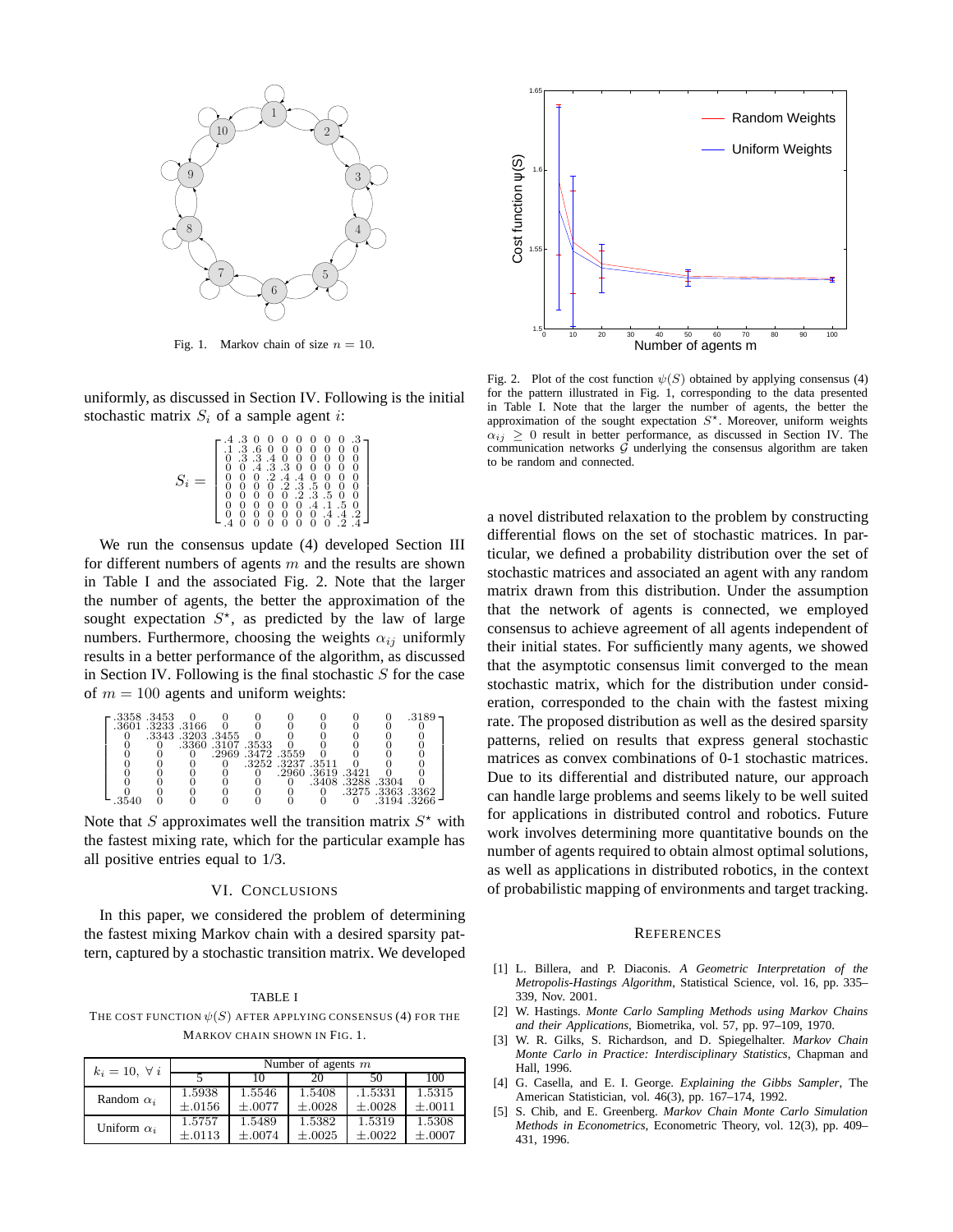Fig. 1. Markov chain of size $n = 10$.

uniformly, as discussed in Section IV. Following is the initial stochastic matrix $S_i$ of a sample agent $i$:

$$S_i = \begin{bmatrix} .4 & .3 & 0 & 0 & 0 & 0 & 0 & 0 & 0 & .3 \\ .1 & .3 & .6 & 0 & 0 & 0 & 0 & 0 & 0 & 0 \\ 0 & .3 & .3 & .4 & 0 & 0 & 0 & 0 & 0 & 0 \\ 0 & 0 & .4 & .3 & .3 & 0 & 0 & 0 & 0 & 0 \\ 0 & 0 & 0 & .2 & .4 & .4 & 0 & 0 & 0 & 0 \\ 0 & 0 & 0 & 0 & .2 & .3 & .5 & 0 & 0 & 0 \\ 0 & 0 & 0 & 0 & 0 & .2 & .3 & .5 & 0 & 0 \\ 0 & 0 & 0 & 0 & 0 & 0 & .4 & .1 & .5 & 0 \\ 0 & 0 & 0 & 0 & 0 & 0 & 0 & .4 & .4 & .2 \\ .4 & 0 & 0 & 0 & 0 & 0 & 0 & 0 & .2 & .4 \end{bmatrix}$$

We run the consensus update (4) developed Section III for different numbers of agents $m$ and the results are shown in Table I and the associated Fig. 2. Note that the larger the number of agents, the better the approximation of the sought expectation $S^\star$, as predicted by the law of large numbers. Furthermore, choosing the weights $\alpha_{ij}$ uniformly results in a better performance of the algorithm, as discussed in Section IV. Following is the final stochastic $S$ for the case of $m = 100$ agents and uniform weights:

$$\begin{bmatrix} .3358 & .3453 & 0 & 0 & 0 & 0 & 0 & 0 & 0 & .3189 \\ .3601 & .3233 & .3166 & 0 & 0 & 0 & 0 & 0 & 0 & 0 \\ 0 & .3343 & .3203 & .3455 & 0 & 0 & 0 & 0 & 0 & 0 \\ 0 & 0 & .3360 & .3107 & .3533 & 0 & 0 & 0 & 0 & 0 \\ 0 & 0 & 0 & .2969 & .3472 & .3559 & 0 & 0 & 0 & 0 \\ 0 & 0 & 0 & 0 & .3252 & .3237 & .3511 & 0 & 0 & 0 \\ 0 & 0 & 0 & 0 & 0 & .2960 & .3619 & .3421 & 0 & 0 \\ 0 & 0 & 0 & 0 & 0 & 0 & .3408 & .3288 & .3304 & 0 \\ 0 & 0 & 0 & 0 & 0 & 0 & 0 & .3275 & .3363 & .3362 \\ .3540 & 0 & 0 & 0 & 0 & 0 & 0 & 0 & .3194 & .3266 \end{bmatrix}$$

Note that $S$ approximates well the transition matrix $S^\star$ with the fastest mixing rate, which for the particular example has all positive entries equal to 1/3.

## VI. Conclusions

In this paper, we considered the problem of determining the fastest mixing Markov chain with a desired sparsity pattern, captured by a stochastic transition matrix. We developed a novel distributed relaxation to the problem by constructing differential flows on the set of stochastic matrices. In particular, we defined a probability distribution over the set of stochastic matrices and associated an agent with any random matrix drawn from this distribution. Under the assumption that the network of agents is connected, we employed consensus to achieve agreement of all agents independent of their initial states. For sufficiently many agents, we showed that the asymptotic consensus limit converged to the mean stochastic matrix, which for the distribution under consideration, corresponded to the chain with the fastest mixing rate. The proposed distribution as well as the desired sparsity patterns, relied on results that express general stochastic matrices as convex combinations of 0-1 stochastic matrices. Due to its differential and distributed nature, our approach can handle large problems and seems likely to be well suited for applications in distributed control and robotics. Future work involves determining more quantitative bounds on the number of agents required to obtain almost optimal solutions, as well as applications in distributed robotics, in the context of probabilistic mapping of environments and target tracking.

TABLE I

The cost function $\psi(S)$ after applying consensus (4) for the Markov chain shown in Fig. 1.

| $k_i = 10,\ \forall\, i$ | Number of agents $m$ | | | | |
|---|---|---|---|---|---|
| | 5 | 10 | 20 | 50 | 100 |
| Random $\alpha_i$ | 1.5938 $\pm.0156$ | 1.5546 $\pm.0077$ | 1.5408 $\pm.0028$ | .1.5331 $\pm.0028$ | 1.5315 $\pm.0011$ |
| Uniform $\alpha_i$ | 1.5757 $\pm.0113$ | 1.5489 $\pm.0074$ | 1.5382 $\pm.0025$ | 1.5319 $\pm.0022$ | 1.5308 $\pm.0007$ |

Fig. 2. Plot of the cost function $\psi(S)$ obtained by applying consensus (4) for the pattern illustrated in Fig. 1, corresponding to the data presented in Table I. Note that the larger the number of agents, the better the approximation of the sought expectation $S^\star$. Moreover, uniform weights $\alpha_{ij} \geq 0$ result in better performance, as discussed in Section IV. The communication networks $\mathcal{G}$ underlying the consensus algorithm are taken to be random and connected.

## References

[1] L. Billera, and P. Diaconis. *A Geometric Interpretation of the Metropolis-Hastings Algorithm*, Statistical Science, vol. 16, pp. 335–339, Nov. 2001.

[2] W. Hastings. *Monte Carlo Sampling Methods using Markov Chains and their Applications*, Biometrika, vol. 57, pp. 97–109, 1970.

[3] W. R. Gilks, S. Richardson, and D. Spiegelhalter. *Markov Chain Monte Carlo in Practice: Interdisciplinary Statistics*, Chapman and Hall, 1996.

[4] G. Casella, and E. I. George. *Explaining the Gibbs Sampler*, The American Statistician, vol. 46(3), pp. 167–174, 1992.

[5] S. Chib, and E. Greenberg. *Markov Chain Monte Carlo Simulation Methods in Econometrics*, Econometric Theory, vol. 12(3), pp. 409–431, 1996.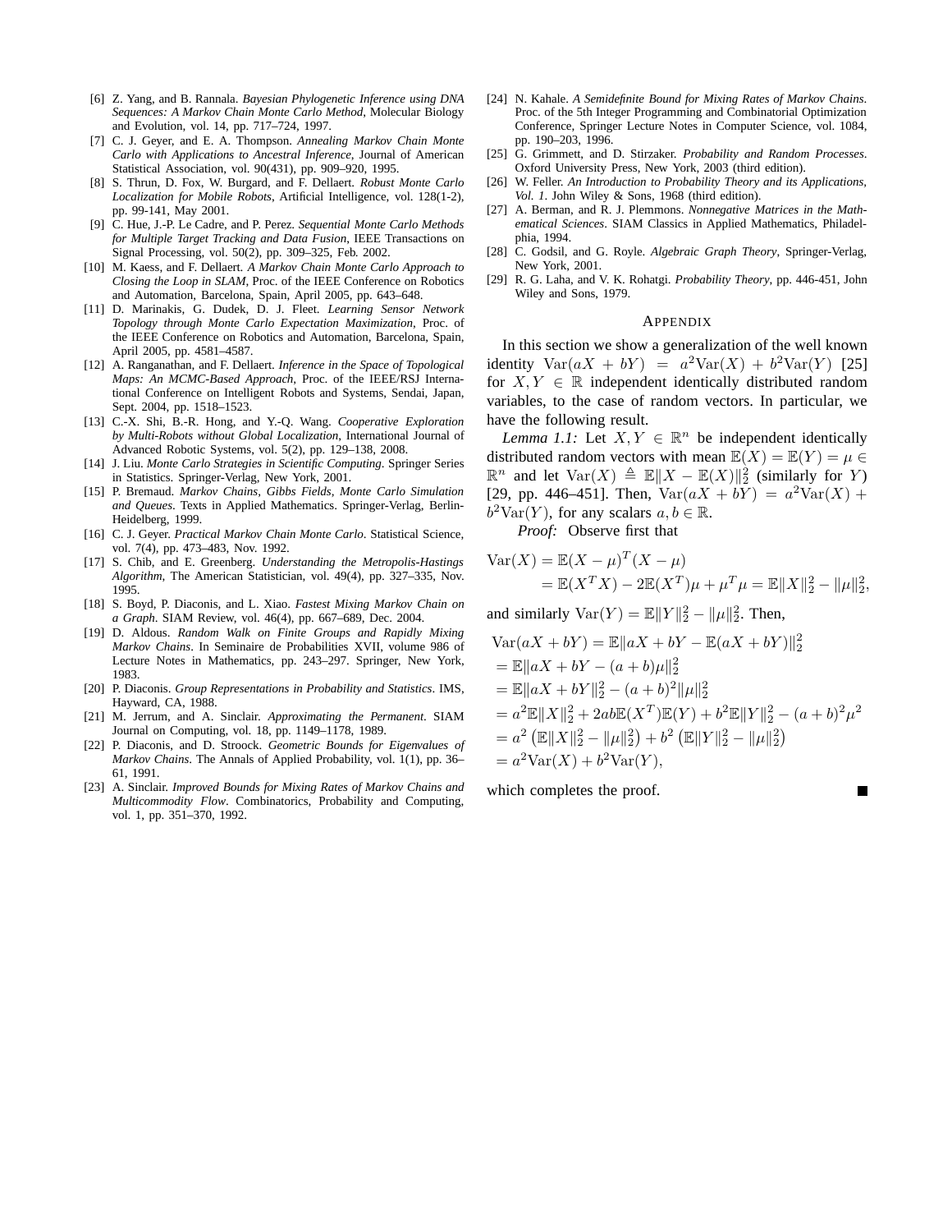[6] Z. Yang, and B. Rannala. *Bayesian Phylogenetic Inference using DNA Sequences: A Markov Chain Monte Carlo Method*, Molecular Biology and Evolution, vol. 14, pp. 717–724, 1997.

[7] C. J. Geyer, and E. A. Thompson. *Annealing Markov Chain Monte Carlo with Applications to Ancestral Inference*, Journal of American Statistical Association, vol. 90(431), pp. 909–920, 1995.

[8] S. Thrun, D. Fox, W. Burgard, and F. Dellaert. *Robust Monte Carlo Localization for Mobile Robots*, Artificial Intelligence, vol. 128(1-2), pp. 99-141, May 2001.

[9] C. Hue, J.-P. Le Cadre, and P. Perez. *Sequential Monte Carlo Methods for Multiple Target Tracking and Data Fusion*, IEEE Transactions on Signal Processing, vol. 50(2), pp. 309–325, Feb. 2002.

[10] M. Kaess, and F. Dellaert. *A Markov Chain Monte Carlo Approach to Closing the Loop in SLAM*, Proc. of the IEEE Conference on Robotics and Automation, Barcelona, Spain, April 2005, pp. 643–648.

[11] D. Marinakis, G. Dudek, D. J. Fleet. *Learning Sensor Network Topology through Monte Carlo Expectation Maximization*, Proc. of the IEEE Conference on Robotics and Automation, Barcelona, Spain, April 2005, pp. 4581–4587.

[12] A. Ranganathan, and F. Dellaert. *Inference in the Space of Topological Maps: An MCMC-Based Approach*, Proc. of the IEEE/RSJ International Conference on Intelligent Robots and Systems, Sendai, Japan, Sept. 2004, pp. 1518–1523.

[13] C.-X. Shi, B.-R. Hong, and Y.-Q. Wang. *Cooperative Exploration by Multi-Robots without Global Localization*, International Journal of Advanced Robotic Systems, vol. 5(2), pp. 129–138, 2008.

[14] J. Liu. *Monte Carlo Strategies in Scientific Computing*. Springer Series in Statistics. Springer-Verlag, New York, 2001.

[15] P. Bremaud. *Markov Chains, Gibbs Fields, Monte Carlo Simulation and Queues*. Texts in Applied Mathematics. Springer-Verlag, Berlin-Heidelberg, 1999.

[16] C. J. Geyer. *Practical Markov Chain Monte Carlo*. Statistical Science, vol. 7(4), pp. 473–483, Nov. 1992.

[17] S. Chib, and E. Greenberg. *Understanding the Metropolis-Hastings Algorithm*, The American Statistician, vol. 49(4), pp. 327–335, Nov. 1995.

[18] S. Boyd, P. Diaconis, and L. Xiao. *Fastest Mixing Markov Chain on a Graph*. SIAM Review, vol. 46(4), pp. 667–689, Dec. 2004.

[19] D. Aldous. *Random Walk on Finite Groups and Rapidly Mixing Markov Chains*. In Seminaire de Probabilities XVII, volume 986 of Lecture Notes in Mathematics, pp. 243–297. Springer, New York, 1983.

[20] P. Diaconis. *Group Representations in Probability and Statistics*. IMS, Hayward, CA, 1988.

[21] M. Jerrum, and A. Sinclair. *Approximating the Permanent*. SIAM Journal on Computing, vol. 18, pp. 1149–1178, 1989.

[22] P. Diaconis, and D. Stroock. *Geometric Bounds for Eigenvalues of Markov Chains*. The Annals of Applied Probability, vol. 1(1), pp. 36–61, 1991.

[23] A. Sinclair. *Improved Bounds for Mixing Rates of Markov Chains and Multicommodity Flow*. Combinatorics, Probability and Computing, vol. 1, pp. 351–370, 1992.

[24] N. Kahale. *A Semidefinite Bound for Mixing Rates of Markov Chains*. Proc. of the 5th Integer Programming and Combinatorial Optimization Conference, Springer Lecture Notes in Computer Science, vol. 1084, pp. 190–203, 1996.

[25] G. Grimmett, and D. Stirzaker. *Probability and Random Processes*. Oxford University Press, New York, 2003 (third edition).

[26] W. Feller. *An Introduction to Probability Theory and its Applications, Vol. 1*. John Wiley & Sons, 1968 (third edition).

[27] A. Berman, and R. J. Plemmons. *Nonnegative Matrices in the Mathematical Sciences*. SIAM Classics in Applied Mathematics, Philadelphia, 1994.

[28] C. Godsil, and G. Royle. *Algebraic Graph Theory*, Springer-Verlag, New York, 2001.

[29] R. G. Laha, and V. K. Rohatgi. *Probability Theory*, pp. 446-451, John Wiley and Sons, 1979.

## Appendix

In this section we show a generalization of the well known identity $\mathrm{Var}(aX + bY) = a^2\mathrm{Var}(X) + b^2\mathrm{Var}(Y)$ [25] for $X, Y \in \mathbb{R}$ independent identically distributed random variables, to the case of random vectors. In particular, we have the following result.

*Lemma 1.1:* Let $X, Y \in \mathbb{R}^n$ be independent identically distributed random vectors with mean $\mathbb{E}(X) = \mathbb{E}(Y) = \mu \in \mathbb{R}^n$ and let $\mathrm{Var}(X) \triangleq \mathbb{E}\|X - \mathbb{E}(X)\|_2^2$ (similarly for $Y$) [29, pp. 446–451]. Then, $\mathrm{Var}(aX + bY) = a^2\mathrm{Var}(X) + b^2\mathrm{Var}(Y)$, for any scalars $a, b \in \mathbb{R}$.

*Proof:* Observe first that

$$\begin{aligned}\mathrm{Var}(X) &= \mathbb{E}(X-\mu)^T(X-\mu) \\ &= \mathbb{E}(X^TX) - 2\mathbb{E}(X^T)\mu + \mu^T\mu = \mathbb{E}\|X\|_2^2 - \|\mu\|_2^2,\end{aligned}$$

and similarly $\mathrm{Var}(Y) = \mathbb{E}\|Y\|_2^2 - \|\mu\|_2^2$. Then,

$$\begin{aligned}&\mathrm{Var}(aX + bY) = \mathbb{E}\|aX + bY - \mathbb{E}(aX + bY)\|_2^2 \\ &= \mathbb{E}\|aX + bY - (a+b)\mu\|_2^2 \\ &= \mathbb{E}\|aX + bY\|_2^2 - (a+b)^2\|\mu\|_2^2 \\ &= a^2\mathbb{E}\|X\|_2^2 + 2ab\mathbb{E}(X^T)\mathbb{E}(Y) + b^2\mathbb{E}\|Y\|_2^2 - (a+b)^2\mu^2 \\ &= a^2\left(\mathbb{E}\|X\|_2^2 - \|\mu\|_2^2\right) + b^2\left(\mathbb{E}\|Y\|_2^2 - \|\mu\|_2^2\right) \\ &= a^2\mathrm{Var}(X) + b^2\mathrm{Var}(Y),\end{aligned}$$

which completes the proof. ■